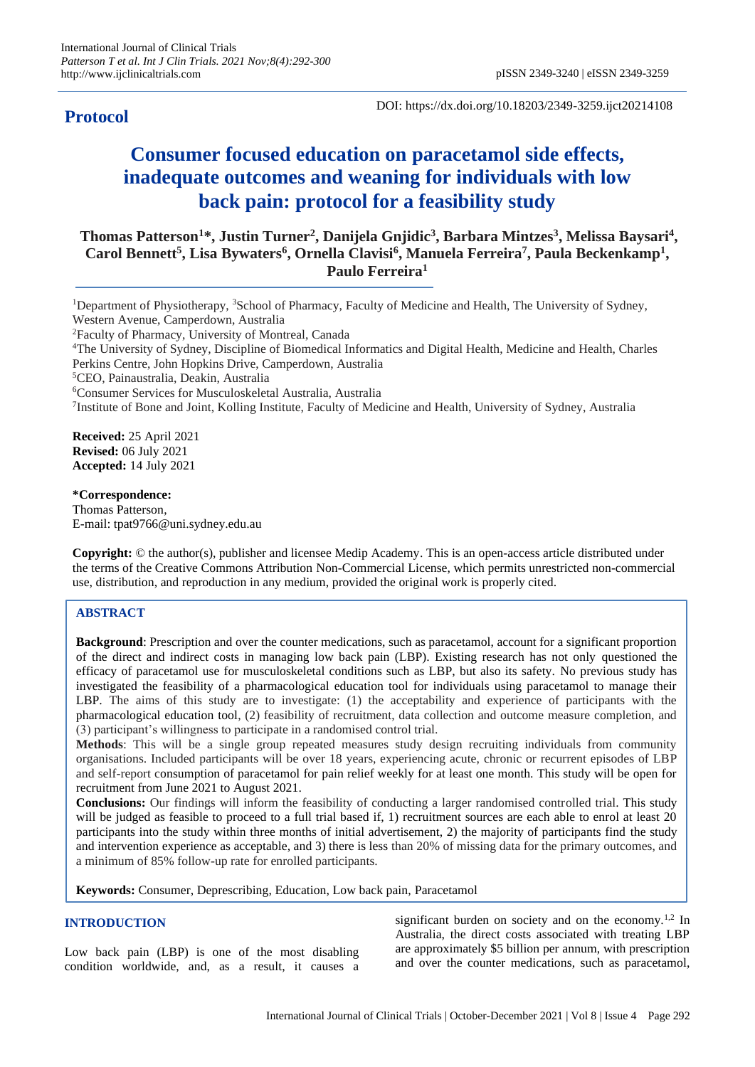**Protocol**

DOI: https://dx.doi.org/10.18203/2349-3259.ijct20214108

# Consumer focused education on paracetamol side effects, inadequate outcomes and weaning for individuals with low back pain: protocol for a feasibility study

**Thomas Patterson[1]*, Justin Turner[2], Danijela Gnjidic[3], Barbara Mintzes[3], Melissa Baysari[4], Carol Bennett[5], Lisa Bywaters[6], Ornella Clavisi[6], Manuela Ferreira[7], Paula Beckenkamp[1], Paulo Ferreira[1]**

[1]Department of Physiotherapy, [3]School of Pharmacy, Faculty of Medicine and Health, The University of Sydney, Western Avenue, Camperdown, Australia
[2]Faculty of Pharmacy, University of Montreal, Canada
[4]The University of Sydney, Discipline of Biomedical Informatics and Digital Health, Medicine and Health, Charles Perkins Centre, John Hopkins Drive, Camperdown, Australia
[5]CEO, Painaustralia, Deakin, Australia
[6]Consumer Services for Musculoskeletal Australia, Australia
[7]Institute of Bone and Joint, Kolling Institute, Faculty of Medicine and Health, University of Sydney, Australia

**Received:** 25 April 2021
**Revised:** 06 July 2021
**Accepted:** 14 July 2021

***Correspondence:**
Thomas Patterson,
E-mail: tpat9766@uni.sydney.edu.au

**Copyright:** © the author(s), publisher and licensee Medip Academy. This is an open-access article distributed under the terms of the Creative Commons Attribution Non-Commercial License, which permits unrestricted non-commercial use, distribution, and reproduction in any medium, provided the original work is properly cited.

## ABSTRACT

**Background**: Prescription and over the counter medications, such as paracetamol, account for a significant proportion of the direct and indirect costs in managing low back pain (LBP). Existing research has not only questioned the efficacy of paracetamol use for musculoskeletal conditions such as LBP, but also its safety. No previous study has investigated the feasibility of a pharmacological education tool for individuals using paracetamol to manage their LBP. The aims of this study are to investigate: (1) the acceptability and experience of participants with the pharmacological education tool, (2) feasibility of recruitment, data collection and outcome measure completion, and (3) participant's willingness to participate in a randomised control trial.

**Methods**: This will be a single group repeated measures study design recruiting individuals from community organisations. Included participants will be over 18 years, experiencing acute, chronic or recurrent episodes of LBP and self-report consumption of paracetamol for pain relief weekly for at least one month. This study will be open for recruitment from June 2021 to August 2021.

**Conclusions:** Our findings will inform the feasibility of conducting a larger randomised controlled trial. This study will be judged as feasible to proceed to a full trial based if, 1) recruitment sources are each able to enrol at least 20 participants into the study within three months of initial advertisement, 2) the majority of participants find the study and intervention experience as acceptable, and 3) there is less than 20% of missing data for the primary outcomes, and a minimum of 85% follow-up rate for enrolled participants.

**Keywords:** Consumer, Deprescribing, Education, Low back pain, Paracetamol

## INTRODUCTION

Low back pain (LBP) is one of the most disabling condition worldwide, and, as a result, it causes a significant burden on society and on the economy.[1,2] In Australia, the direct costs associated with treating LBP are approximately $5 billion per annum, with prescription and over the counter medications, such as paracetamol,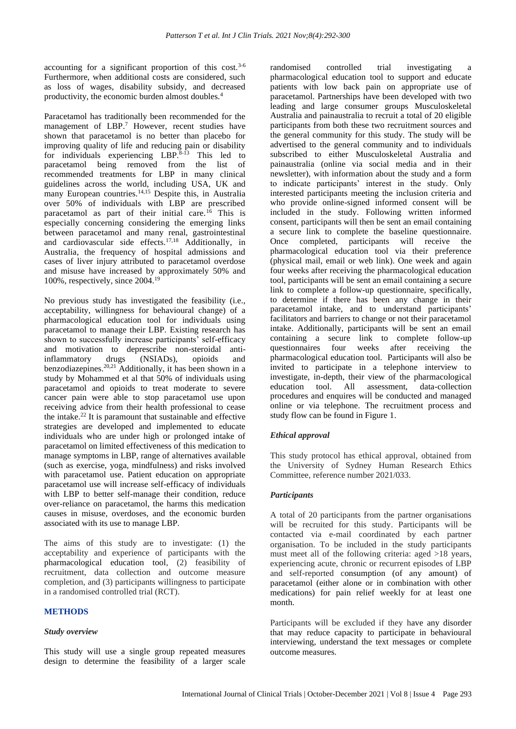accounting for a significant proportion of this cost.[3-6] Furthermore, when additional costs are considered, such as loss of wages, disability subsidy, and decreased productivity, the economic burden almost doubles.[4]

Paracetamol has traditionally been recommended for the management of LBP.[7] However, recent studies have shown that paracetamol is no better than placebo for improving quality of life and reducing pain or disability for individuals experiencing LBP.[8-13] This led to paracetamol being removed from the list of recommended treatments for LBP in many clinical guidelines across the world, including USA, UK and many European countries.[14,15] Despite this, in Australia over 50% of individuals with LBP are prescribed paracetamol as part of their initial care.[16] This is especially concerning considering the emerging links between paracetamol and many renal, gastrointestinal and cardiovascular side effects.[17,18] Additionally, in Australia, the frequency of hospital admissions and cases of liver injury attributed to paracetamol overdose and misuse have increased by approximately 50% and 100%, respectively, since 2004.[19]

No previous study has investigated the feasibility (i.e., acceptability, willingness for behavioural change) of a pharmacological education tool for individuals using paracetamol to manage their LBP. Existing research has shown to successfully increase participants' self-efficacy and motivation to deprescribe non-steroidal anti-inflammatory drugs (NSIADs), opioids and benzodiazepines.[20,21] Additionally, it has been shown in a study by Mohammed et al that 50% of individuals using paracetamol and opioids to treat moderate to severe cancer pain were able to stop paracetamol use upon receiving advice from their health professional to cease the intake.[22] It is paramount that sustainable and effective strategies are developed and implemented to educate individuals who are under high or prolonged intake of paracetamol on limited effectiveness of this medication to manage symptoms in LBP, range of alternatives available (such as exercise, yoga, mindfulness) and risks involved with paracetamol use. Patient education on appropriate paracetamol use will increase self-efficacy of individuals with LBP to better self-manage their condition, reduce over-reliance on paracetamol, the harms this medication causes in misuse, overdoses, and the economic burden associated with its use to manage LBP.

The aims of this study are to investigate: (1) the acceptability and experience of participants with the pharmacological education tool, (2) feasibility of recruitment, data collection and outcome measure completion, and (3) participants willingness to participate in a randomised controlled trial (RCT).

## METHODS

### *Study overview*

This study will use a single group repeated measures design to determine the feasibility of a larger scale randomised controlled trial investigating a pharmacological education tool to support and educate patients with low back pain on appropriate use of paracetamol. Partnerships have been developed with two leading and large consumer groups Musculoskeletal Australia and painaustralia to recruit a total of 20 eligible participants from both these two recruitment sources and the general community for this study. The study will be advertised to the general community and to individuals subscribed to either Musculoskeletal Australia and painaustralia (online via social media and in their newsletter), with information about the study and a form to indicate participants' interest in the study. Only interested participants meeting the inclusion criteria and who provide online-signed informed consent will be included in the study. Following written informed consent, participants will then be sent an email containing a secure link to complete the baseline questionnaire. Once completed, participants will receive the pharmacological education tool via their preference (physical mail, email or web link). One week and again four weeks after receiving the pharmacological education tool, participants will be sent an email containing a secure link to complete a follow-up questionnaire, specifically, to determine if there has been any change in their paracetamol intake, and to understand participants' facilitators and barriers to change or not their paracetamol intake. Additionally, participants will be sent an email containing a secure link to complete follow-up questionnaires four weeks after receiving the pharmacological education tool. Participants will also be invited to participate in a telephone interview to investigate, in-depth, their view of the pharmacological education tool. All assessment, data-collection procedures and enquires will be conducted and managed online or via telephone. The recruitment process and study flow can be found in Figure 1.

### *Ethical approval*

This study protocol has ethical approval, obtained from the University of Sydney Human Research Ethics Committee, reference number 2021/033.

### *Participants*

A total of 20 participants from the partner organisations will be recruited for this study. Participants will be contacted via e-mail coordinated by each partner organisation. To be included in the study participants must meet all of the following criteria: aged >18 years, experiencing acute, chronic or recurrent episodes of LBP and self-reported consumption (of any amount) of paracetamol (either alone or in combination with other medications) for pain relief weekly for at least one month.

Participants will be excluded if they have any disorder that may reduce capacity to participate in behavioural interviewing, understand the text messages or complete outcome measures.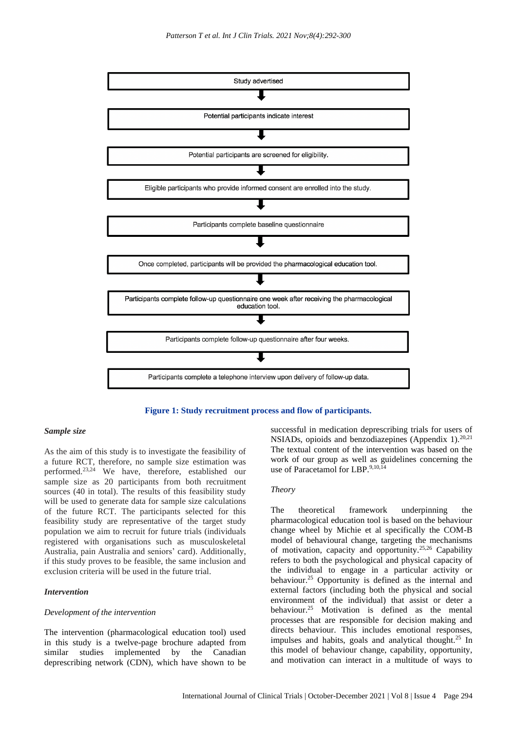Study advertised

↓

Potential participants indicate interest

↓

Potential participants are screened for eligibility.

↓

Eligible participants who provide informed consent are enrolled into the study.

↓

Participants complete baseline questionnaire

↓

Once completed, participants will be provided the pharmacological education tool.

↓

Participants complete follow-up questionnaire one week after receiving the pharmacological education tool.

↓

Participants complete follow-up questionnaire after four weeks.

↓

Participants complete a telephone interview upon delivery of follow-up data.

**Figure 1: Study recruitment process and flow of participants.**

### *Sample size*

As the aim of this study is to investigate the feasibility of a future RCT, therefore, no sample size estimation was performed.[23,24] We have, therefore, established our sample size as 20 participants from both recruitment sources (40 in total). The results of this feasibility study will be used to generate data for sample size calculations of the future RCT. The participants selected for this feasibility study are representative of the target study population we aim to recruit for future trials (individuals registered with organisations such as musculoskeletal Australia, pain Australia and seniors' card). Additionally, if this study proves to be feasible, the same inclusion and exclusion criteria will be used in the future trial.

### *Intervention*

#### *Development of the intervention*

The intervention (pharmacological education tool) used in this study is a twelve-page brochure adapted from similar studies implemented by the Canadian deprescribing network (CDN), which have shown to be successful in medication deprescribing trials for users of NSIADs, opioids and benzodiazepines (Appendix 1).[20,21] The textual content of the intervention was based on the work of our group as well as guidelines concerning the use of Paracetamol for LBP.[9,10,14]

#### *Theory*

The theoretical framework underpinning the pharmacological education tool is based on the behaviour change wheel by Michie et al specifically the COM-B model of behavioural change, targeting the mechanisms of motivation, capacity and opportunity.[25,26] Capability refers to both the psychological and physical capacity of the individual to engage in a particular activity or behaviour.[25] Opportunity is defined as the internal and external factors (including both the physical and social environment of the individual) that assist or deter a behaviour.[25] Motivation is defined as the mental processes that are responsible for decision making and directs behaviour. This includes emotional responses, impulses and habits, goals and analytical thought.[25] In this model of behaviour change, capability, opportunity, and motivation can interact in a multitude of ways to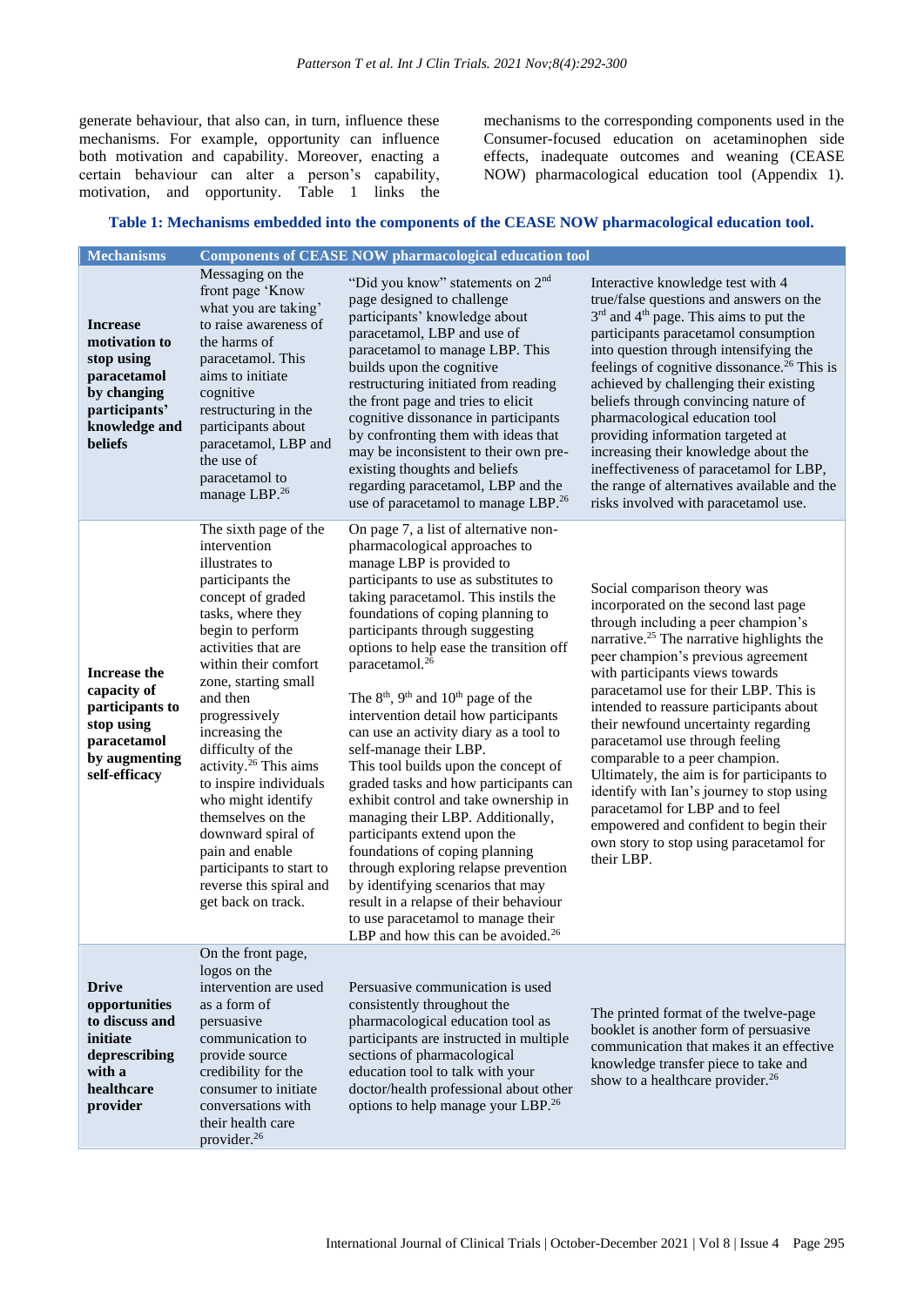generate behaviour, that also can, in turn, influence these mechanisms. For example, opportunity can influence both motivation and capability. Moreover, enacting a certain behaviour can alter a person's capability, motivation, and opportunity. Table 1 links the mechanisms to the corresponding components used in the Consumer-focused education on acetaminophen side effects, inadequate outcomes and weaning (CEASE NOW) pharmacological education tool (Appendix 1).

**Table 1: Mechanisms embedded into the components of the CEASE NOW pharmacological education tool.**

| Mechanisms | Components of CEASE NOW pharmacological education tool | | |
|---|---|---|---|
| **Increase motivation to stop using paracetamol by changing participants' knowledge and beliefs** | Messaging on the front page 'Know what you are taking' to raise awareness of the harms of paracetamol. This aims to initiate cognitive restructuring in the participants about paracetamol, LBP and the use of paracetamol to manage LBP.[26] | "Did you know" statements on 2nd page designed to challenge participants' knowledge about paracetamol, LBP and use of paracetamol to manage LBP. This builds upon the cognitive restructuring initiated from reading the front page and tries to elicit cognitive dissonance in participants by confronting them with ideas that may be inconsistent to their own pre-existing thoughts and beliefs regarding paracetamol, LBP and the use of paracetamol to manage LBP.[26] | Interactive knowledge test with 4 true/false questions and answers on the 3rd and 4th page. This aims to put the participants paracetamol consumption into question through intensifying the feelings of cognitive dissonance.[26] This is achieved by challenging their existing beliefs through convincing nature of pharmacological education tool providing information targeted at increasing their knowledge about the ineffectiveness of paracetamol for LBP, the range of alternatives available and the risks involved with paracetamol use. |
| **Increase the capacity of participants to stop using paracetamol by augmenting self-efficacy** | The sixth page of the intervention illustrates to participants the concept of graded tasks, where they begin to perform activities that are within their comfort zone, starting small and then progressively increasing the difficulty of the activity.[26] This aims to inspire individuals who might identify themselves on the downward spiral of pain and enable participants to start to reverse this spiral and get back on track. | On page 7, a list of alternative non-pharmacological approaches to manage LBP is provided to participants to use as substitutes to taking paracetamol. This instils the foundations of coping planning to participants through suggesting options to help ease the transition off paracetamol.[26] The 8th, 9th and 10th page of the intervention detail how participants can use an activity diary as a tool to self-manage their LBP. This tool builds upon the concept of graded tasks and how participants can exhibit control and take ownership in managing their LBP. Additionally, participants extend upon the foundations of coping planning through exploring relapse prevention by identifying scenarios that may result in a relapse of their behaviour to use paracetamol to manage their LBP and how this can be avoided.[26] | Social comparison theory was incorporated on the second last page through including a peer champion's narrative.[25] The narrative highlights the peer champion's previous agreement with participants views towards paracetamol use for their LBP. This is intended to reassure participants about their newfound uncertainty regarding paracetamol use through feeling comparable to a peer champion. Ultimately, the aim is for participants to identify with Ian's journey to stop using paracetamol for LBP and to feel empowered and confident to begin their own story to stop using paracetamol for their LBP. |
| **Drive opportunities to discuss and initiate deprescribing with a healthcare provider** | On the front page, logos on the intervention are used as a form of persuasive communication to provide source credibility for the consumer to initiate conversations with their health care provider.[26] | Persuasive communication is used consistently throughout the pharmacological education tool as participants are instructed in multiple sections of pharmacological education tool to talk with your doctor/health professional about other options to help manage your LBP.[26] | The printed format of the twelve-page booklet is another form of persuasive communication that makes it an effective knowledge transfer piece to take and show to a healthcare provider.[26] |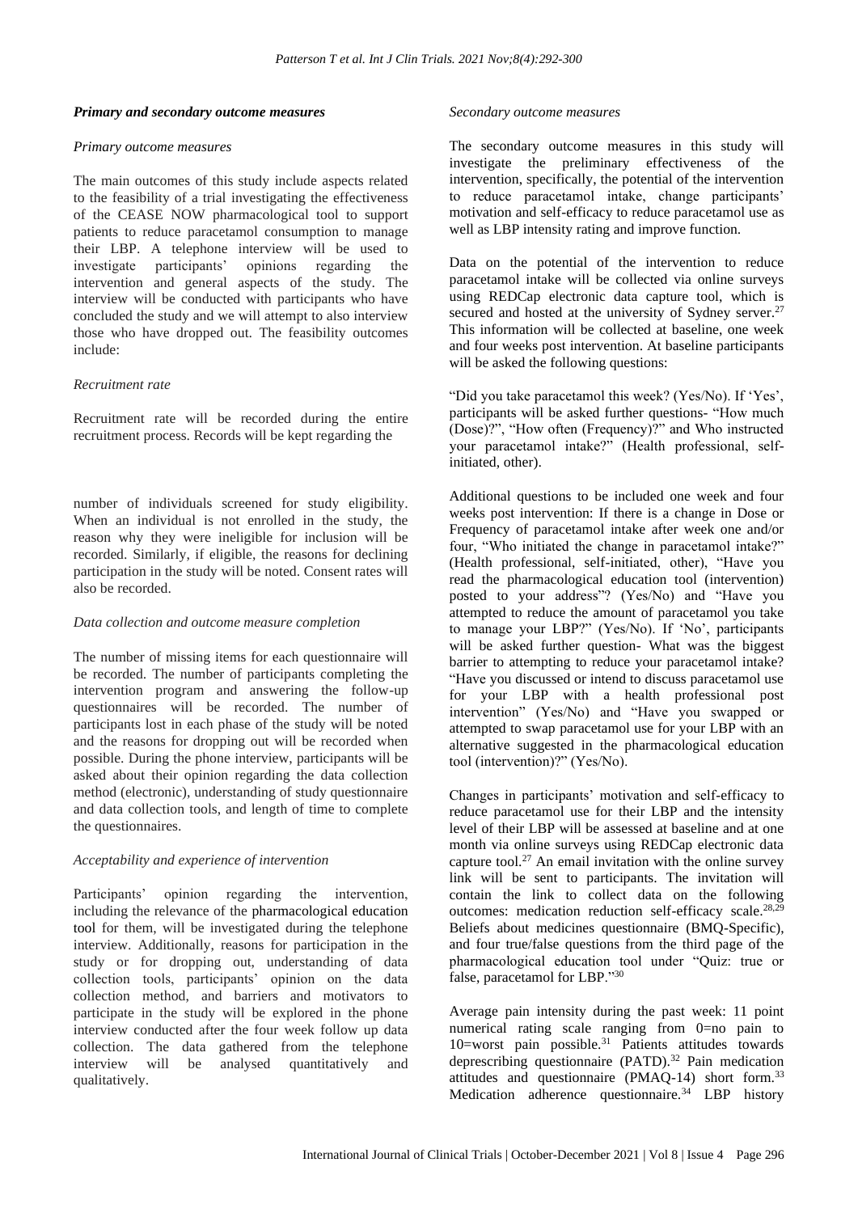### *Primary and secondary outcome measures*

#### *Primary outcome measures*

The main outcomes of this study include aspects related to the feasibility of a trial investigating the effectiveness of the CEASE NOW pharmacological tool to support patients to reduce paracetamol consumption to manage their LBP. A telephone interview will be used to investigate participants' opinions regarding the intervention and general aspects of the study. The interview will be conducted with participants who have concluded the study and we will attempt to also interview those who have dropped out. The feasibility outcomes include:

#### *Recruitment rate*

Recruitment rate will be recorded during the entire recruitment process. Records will be kept regarding the number of individuals screened for study eligibility. When an individual is not enrolled in the study, the reason why they were ineligible for inclusion will be recorded. Similarly, if eligible, the reasons for declining participation in the study will be noted. Consent rates will also be recorded.

#### *Data collection and outcome measure completion*

The number of missing items for each questionnaire will be recorded. The number of participants completing the intervention program and answering the follow-up questionnaires will be recorded. The number of participants lost in each phase of the study will be noted and the reasons for dropping out will be recorded when possible. During the phone interview, participants will be asked about their opinion regarding the data collection method (electronic), understanding of study questionnaire and data collection tools, and length of time to complete the questionnaires.

#### *Acceptability and experience of intervention*

Participants' opinion regarding the intervention, including the relevance of the pharmacological education tool for them, will be investigated during the telephone interview. Additionally, reasons for participation in the study or for dropping out, understanding of data collection tools, participants' opinion on the data collection method, and barriers and motivators to participate in the study will be explored in the phone interview conducted after the four week follow up data collection. The data gathered from the telephone interview will be analysed quantitatively and qualitatively.

#### *Secondary outcome measures*

The secondary outcome measures in this study will investigate the preliminary effectiveness of the intervention, specifically, the potential of the intervention to reduce paracetamol intake, change participants' motivation and self-efficacy to reduce paracetamol use as well as LBP intensity rating and improve function.

Data on the potential of the intervention to reduce paracetamol intake will be collected via online surveys using REDCap electronic data capture tool, which is secured and hosted at the university of Sydney server.[27] This information will be collected at baseline, one week and four weeks post intervention. At baseline participants will be asked the following questions:

"Did you take paracetamol this week? (Yes/No). If 'Yes', participants will be asked further questions- "How much (Dose)?", "How often (Frequency)?" and Who instructed your paracetamol intake?" (Health professional, self-initiated, other).

Additional questions to be included one week and four weeks post intervention: If there is a change in Dose or Frequency of paracetamol intake after week one and/or four, "Who initiated the change in paracetamol intake?" (Health professional, self-initiated, other), "Have you read the pharmacological education tool (intervention) posted to your address"? (Yes/No) and "Have you attempted to reduce the amount of paracetamol you take to manage your LBP?" (Yes/No). If 'No', participants will be asked further question- What was the biggest barrier to attempting to reduce your paracetamol intake? "Have you discussed or intend to discuss paracetamol use for your LBP with a health professional post intervention" (Yes/No) and "Have you swapped or attempted to swap paracetamol use for your LBP with an alternative suggested in the pharmacological education tool (intervention)?" (Yes/No).

Changes in participants' motivation and self-efficacy to reduce paracetamol use for their LBP and the intensity level of their LBP will be assessed at baseline and at one month via online surveys using REDCap electronic data capture tool.[27] An email invitation with the online survey link will be sent to participants. The invitation will contain the link to collect data on the following outcomes: medication reduction self-efficacy scale.[28,29] Beliefs about medicines questionnaire (BMQ-Specific), and four true/false questions from the third page of the pharmacological education tool under "Quiz: true or false, paracetamol for LBP."[30]

Average pain intensity during the past week: 11 point numerical rating scale ranging from 0=no pain to 10=worst pain possible.[31] Patients attitudes towards deprescribing questionnaire (PATD).[32] Pain medication attitudes and questionnaire (PMAQ-14) short form.[33] Medication adherence questionnaire.[34] LBP history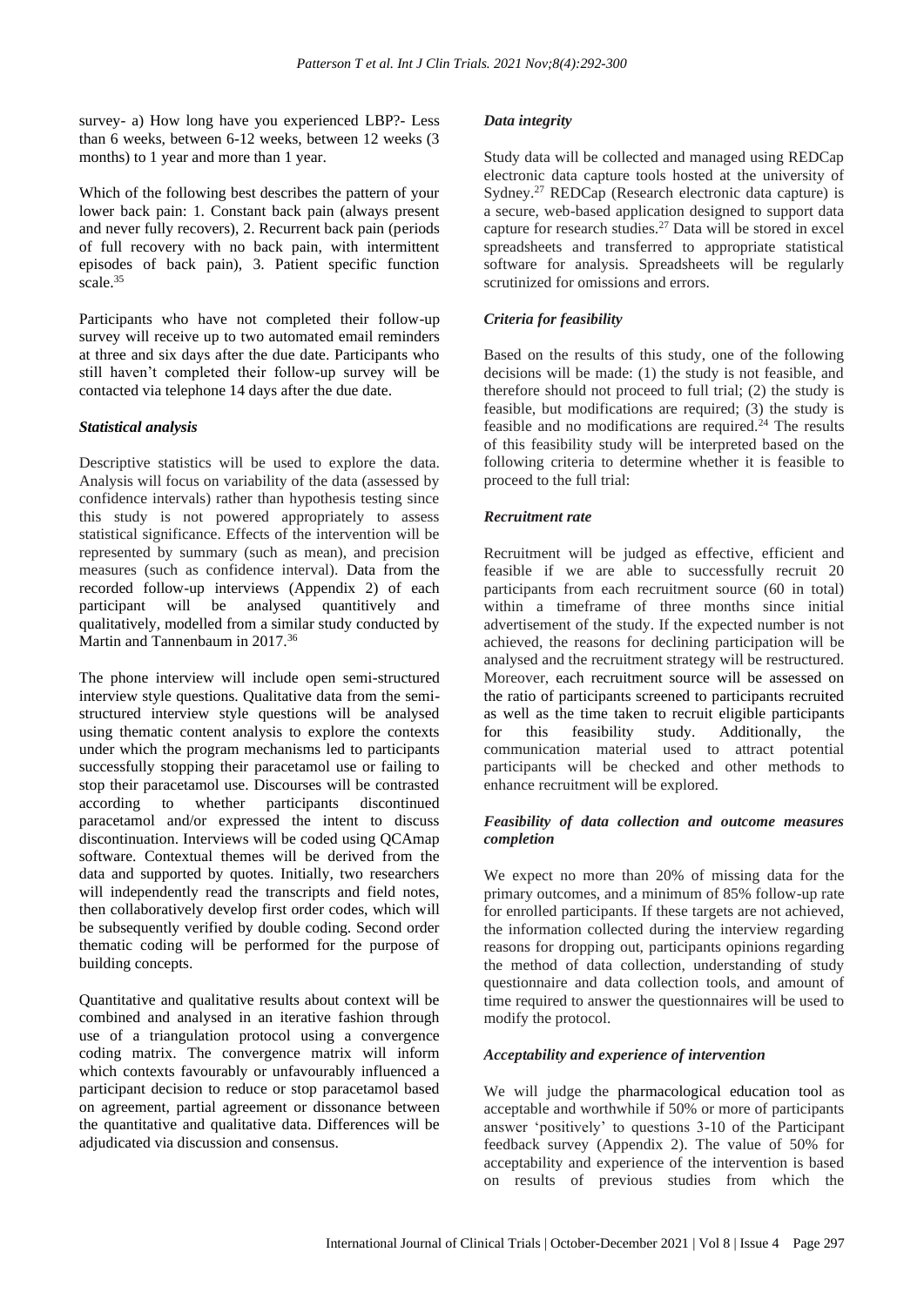survey- a) How long have you experienced LBP?- Less than 6 weeks, between 6-12 weeks, between 12 weeks (3 months) to 1 year and more than 1 year.

Which of the following best describes the pattern of your lower back pain: 1. Constant back pain (always present and never fully recovers), 2. Recurrent back pain (periods of full recovery with no back pain, with intermittent episodes of back pain), 3. Patient specific function scale.[35]

Participants who have not completed their follow-up survey will receive up to two automated email reminders at three and six days after the due date. Participants who still haven't completed their follow-up survey will be contacted via telephone 14 days after the due date.

### *Statistical analysis*

Descriptive statistics will be used to explore the data. Analysis will focus on variability of the data (assessed by confidence intervals) rather than hypothesis testing since this study is not powered appropriately to assess statistical significance. Effects of the intervention will be represented by summary (such as mean), and precision measures (such as confidence interval). Data from the recorded follow-up interviews (Appendix 2) of each participant will be analysed quantitively and qualitatively, modelled from a similar study conducted by Martin and Tannenbaum in 2017.[36]

The phone interview will include open semi-structured interview style questions. Qualitative data from the semi-structured interview style questions will be analysed using thematic content analysis to explore the contexts under which the program mechanisms led to participants successfully stopping their paracetamol use or failing to stop their paracetamol use. Discourses will be contrasted according to whether participants discontinued paracetamol and/or expressed the intent to discuss discontinuation. Interviews will be coded using QCAmap software. Contextual themes will be derived from the data and supported by quotes. Initially, two researchers will independently read the transcripts and field notes, then collaboratively develop first order codes, which will be subsequently verified by double coding. Second order thematic coding will be performed for the purpose of building concepts.

Quantitative and qualitative results about context will be combined and analysed in an iterative fashion through use of a triangulation protocol using a convergence coding matrix. The convergence matrix will inform which contexts favourably or unfavourably influenced a participant decision to reduce or stop paracetamol based on agreement, partial agreement or dissonance between the quantitative and qualitative data. Differences will be adjudicated via discussion and consensus.

### *Data integrity*

Study data will be collected and managed using REDCap electronic data capture tools hosted at the university of Sydney.[27] REDCap (Research electronic data capture) is a secure, web-based application designed to support data capture for research studies.[27] Data will be stored in excel spreadsheets and transferred to appropriate statistical software for analysis. Spreadsheets will be regularly scrutinized for omissions and errors.

### *Criteria for feasibility*

Based on the results of this study, one of the following decisions will be made: (1) the study is not feasible, and therefore should not proceed to full trial; (2) the study is feasible, but modifications are required; (3) the study is feasible and no modifications are required.[24] The results of this feasibility study will be interpreted based on the following criteria to determine whether it is feasible to proceed to the full trial:

### *Recruitment rate*

Recruitment will be judged as effective, efficient and feasible if we are able to successfully recruit 20 participants from each recruitment source (60 in total) within a timeframe of three months since initial advertisement of the study. If the expected number is not achieved, the reasons for declining participation will be analysed and the recruitment strategy will be restructured. Moreover, each recruitment source will be assessed on the ratio of participants screened to participants recruited as well as the time taken to recruit eligible participants for this feasibility study. Additionally, the communication material used to attract potential participants will be checked and other methods to enhance recruitment will be explored.

### *Feasibility of data collection and outcome measures completion*

We expect no more than 20% of missing data for the primary outcomes, and a minimum of 85% follow-up rate for enrolled participants. If these targets are not achieved, the information collected during the interview regarding reasons for dropping out, participants opinions regarding the method of data collection, understanding of study questionnaire and data collection tools, and amount of time required to answer the questionnaires will be used to modify the protocol.

### *Acceptability and experience of intervention*

We will judge the pharmacological education tool as acceptable and worthwhile if 50% or more of participants answer 'positively' to questions 3-10 of the Participant feedback survey (Appendix 2). The value of 50% for acceptability and experience of the intervention is based on results of previous studies from which the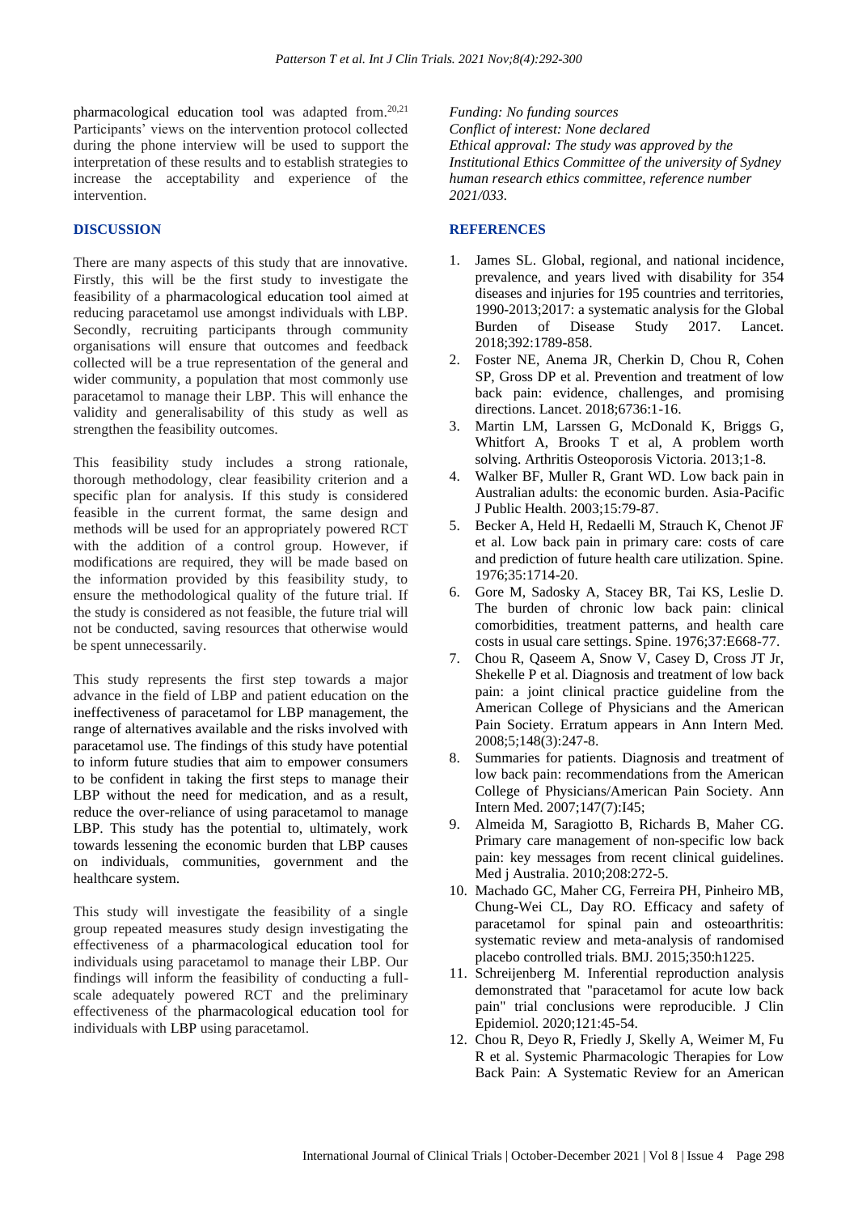pharmacological education tool was adapted from.[20,21] Participants' views on the intervention protocol collected during the phone interview will be used to support the interpretation of these results and to establish strategies to increase the acceptability and experience of the intervention.

## DISCUSSION

There are many aspects of this study that are innovative. Firstly, this will be the first study to investigate the feasibility of a pharmacological education tool aimed at reducing paracetamol use amongst individuals with LBP. Secondly, recruiting participants through community organisations will ensure that outcomes and feedback collected will be a true representation of the general and wider community, a population that most commonly use paracetamol to manage their LBP. This will enhance the validity and generalisability of this study as well as strengthen the feasibility outcomes.

This feasibility study includes a strong rationale, thorough methodology, clear feasibility criterion and a specific plan for analysis. If this study is considered feasible in the current format, the same design and methods will be used for an appropriately powered RCT with the addition of a control group. However, if modifications are required, they will be made based on the information provided by this feasibility study, to ensure the methodological quality of the future trial. If the study is considered as not feasible, the future trial will not be conducted, saving resources that otherwise would be spent unnecessarily.

This study represents the first step towards a major advance in the field of LBP and patient education on the ineffectiveness of paracetamol for LBP management, the range of alternatives available and the risks involved with paracetamol use. The findings of this study have potential to inform future studies that aim to empower consumers to be confident in taking the first steps to manage their LBP without the need for medication, and as a result, reduce the over-reliance of using paracetamol to manage LBP. This study has the potential to, ultimately, work towards lessening the economic burden that LBP causes on individuals, communities, government and the healthcare system.

This study will investigate the feasibility of a single group repeated measures study design investigating the effectiveness of a pharmacological education tool for individuals using paracetamol to manage their LBP. Our findings will inform the feasibility of conducting a full-scale adequately powered RCT and the preliminary effectiveness of the pharmacological education tool for individuals with LBP using paracetamol.

*Funding: No funding sources*
*Conflict of interest: None declared*
*Ethical approval: The study was approved by the Institutional Ethics Committee of the university of Sydney human research ethics committee, reference number 2021/033.*

## REFERENCES

1. James SL. Global, regional, and national incidence, prevalence, and years lived with disability for 354 diseases and injuries for 195 countries and territories, 1990-2013;2017: a systematic analysis for the Global Burden of Disease Study 2017. Lancet. 2018;392:1789-858.
2. Foster NE, Anema JR, Cherkin D, Chou R, Cohen SP, Gross DP et al. Prevention and treatment of low back pain: evidence, challenges, and promising directions. Lancet. 2018;6736:1-16.
3. Martin LM, Larssen G, McDonald K, Briggs G, Whitfort A, Brooks T et al, A problem worth solving. Arthritis Osteoporosis Victoria. 2013;1-8.
4. Walker BF, Muller R, Grant WD. Low back pain in Australian adults: the economic burden. Asia-Pacific J Public Health. 2003;15:79-87.
5. Becker A, Held H, Redaelli M, Strauch K, Chenot JF et al. Low back pain in primary care: costs of care and prediction of future health care utilization. Spine. 1976;35:1714-20.
6. Gore M, Sadosky A, Stacey BR, Tai KS, Leslie D. The burden of chronic low back pain: clinical comorbidities, treatment patterns, and health care costs in usual care settings. Spine. 1976;37:E668-77.
7. Chou R, Qaseem A, Snow V, Casey D, Cross JT Jr, Shekelle P et al. Diagnosis and treatment of low back pain: a joint clinical practice guideline from the American College of Physicians and the American Pain Society. Erratum appears in Ann Intern Med. 2008;5;148(3):247-8.
8. Summaries for patients. Diagnosis and treatment of low back pain: recommendations from the American College of Physicians/American Pain Society. Ann Intern Med. 2007;147(7):I45;
9. Almeida M, Saragiotto B, Richards B, Maher CG. Primary care management of non-specific low back pain: key messages from recent clinical guidelines. Med j Australia. 2010;208:272-5.
10. Machado GC, Maher CG, Ferreira PH, Pinheiro MB, Chung-Wei CL, Day RO. Efficacy and safety of paracetamol for spinal pain and osteoarthritis: systematic review and meta-analysis of randomised placebo controlled trials. BMJ. 2015;350:h1225.
11. Schreijenberg M. Inferential reproduction analysis demonstrated that "paracetamol for acute low back pain" trial conclusions were reproducible. J Clin Epidemiol. 2020;121:45-54.
12. Chou R, Deyo R, Friedly J, Skelly A, Weimer M, Fu R et al. Systemic Pharmacologic Therapies for Low Back Pain: A Systematic Review for an American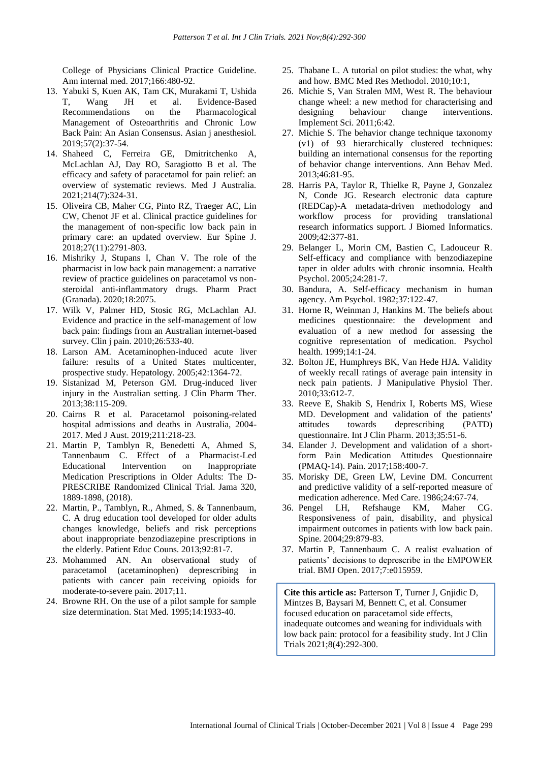College of Physicians Clinical Practice Guideline. Ann internal med. 2017;166:480-92.

13. Yabuki S, Kuen AK, Tam CK, Murakami T, Ushida T, Wang JH et al. Evidence-Based Recommendations on the Pharmacological Management of Osteoarthritis and Chronic Low Back Pain: An Asian Consensus. Asian j anesthesiol. 2019;57(2):37-54.
14. Shaheed C, Ferreira GE, Dmitritchenko A, McLachlan AJ, Day RO, Saragiotto B et al. The efficacy and safety of paracetamol for pain relief: an overview of systematic reviews. Med J Australia. 2021;214(7):324-31.
15. Oliveira CB, Maher CG, Pinto RZ, Traeger AC, Lin CW, Chenot JF et al. Clinical practice guidelines for the management of non-specific low back pain in primary care: an updated overview. Eur Spine J. 2018;27(11):2791-803.
16. Mishriky J, Stupans I, Chan V. The role of the pharmacist in low back pain management: a narrative review of practice guidelines on paracetamol vs non-steroidal anti-inflammatory drugs. Pharm Pract (Granada). 2020;18:2075.
17. Wilk V, Palmer HD, Stosic RG, McLachlan AJ. Evidence and practice in the self-management of low back pain: findings from an Australian internet-based survey. Clin j pain. 2010;26:533-40.
18. Larson AM. Acetaminophen-induced acute liver failure: results of a United States multicenter, prospective study. Hepatology. 2005;42:1364-72.
19. Sistanizad M, Peterson GM. Drug-induced liver injury in the Australian setting. J Clin Pharm Ther. 2013;38:115-209.
20. Cairns R et al. Paracetamol poisoning-related hospital admissions and deaths in Australia, 2004-2017. Med J Aust. 2019;211:218-23.
21. Martin P, Tamblyn R, Benedetti A, Ahmed S, Tannenbaum C. Effect of a Pharmacist-Led Educational Intervention on Inappropriate Medication Prescriptions in Older Adults: The D-PRESCRIBE Randomized Clinical Trial. Jama 320, 1889-1898, (2018).
22. Martin, P., Tamblyn, R., Ahmed, S. & Tannenbaum, C. A drug education tool developed for older adults changes knowledge, beliefs and risk perceptions about inappropriate benzodiazepine prescriptions in the elderly. Patient Educ Couns. 2013;92:81-7.
23. Mohammed AN. An observational study of paracetamol (acetaminophen) deprescribing in patients with cancer pain receiving opioids for moderate-to-severe pain. 2017;11.
24. Browne RH. On the use of a pilot sample for sample size determination. Stat Med. 1995;14:1933-40.
25. Thabane L. A tutorial on pilot studies: the what, why and how. BMC Med Res Methodol. 2010;10:1,
26. Michie S, Van Stralen MM, West R. The behaviour change wheel: a new method for characterising and designing behaviour change interventions. Implement Sci. 2011;6:42.
27. Michie S. The behavior change technique taxonomy (v1) of 93 hierarchically clustered techniques: building an international consensus for the reporting of behavior change interventions. Ann Behav Med. 2013;46:81-95.
28. Harris PA, Taylor R, Thielke R, Payne J, Gonzalez N, Conde JG. Research electronic data capture (REDCap)-A metadata-driven methodology and workflow process for providing translational research informatics support. J Biomed Informatics. 2009;42:377-81.
29. Belanger L, Morin CM, Bastien C, Ladouceur R. Self-efficacy and compliance with benzodiazepine taper in older adults with chronic insomnia. Health Psychol. 2005;24:281-7.
30. Bandura, A. Self-efficacy mechanism in human agency. Am Psychol. 1982;37:122-47.
31. Horne R, Weinman J, Hankins M. The beliefs about medicines questionnaire: the development and evaluation of a new method for assessing the cognitive representation of medication. Psychol health. 1999;14:1-24.
32. Bolton JE, Humphreys BK, Van Hede HJA. Validity of weekly recall ratings of average pain intensity in neck pain patients. J Manipulative Physiol Ther. 2010;33:612-7.
33. Reeve E, Shakib S, Hendrix I, Roberts MS, Wiese MD. Development and validation of the patients' attitudes towards deprescribing (PATD) questionnaire. Int J Clin Pharm. 2013;35:51-6.
34. Elander J. Development and validation of a short-form Pain Medication Attitudes Questionnaire (PMAQ-14). Pain. 2017;158:400-7.
35. Morisky DE, Green LW, Levine DM. Concurrent and predictive validity of a self-reported measure of medication adherence. Med Care. 1986;24:67-74.
36. Pengel LH, Refshauge KM, Maher CG. Responsiveness of pain, disability, and physical impairment outcomes in patients with low back pain. Spine. 2004;29:879-83.
37. Martin P, Tannenbaum C. A realist evaluation of patients' decisions to deprescribe in the EMPOWER trial. BMJ Open. 2017;7:e015959.

**Cite this article as:** Patterson T, Turner J, Gnjidic D, Mintzes B, Baysari M, Bennett C, et al. Consumer focused education on paracetamol side effects, inadequate outcomes and weaning for individuals with low back pain: protocol for a feasibility study. Int J Clin Trials 2021;8(4):292-300.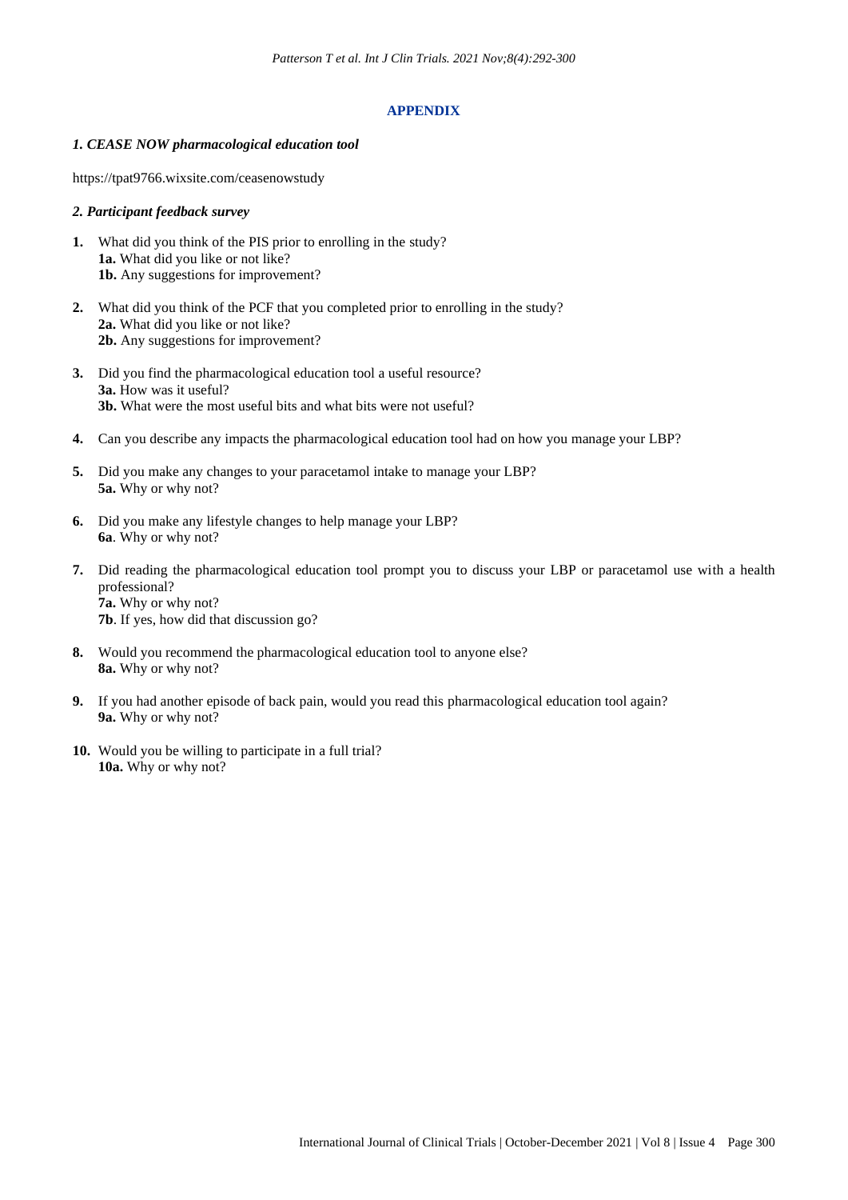## APPENDIX

### *1. CEASE NOW pharmacological education tool*

https://tpat9766.wixsite.com/ceasenowstudy

### *2. Participant feedback survey*

**1.** What did you think of the PIS prior to enrolling in the study?
 **1a.** What did you like or not like?
 **1b.** Any suggestions for improvement?

**2.** What did you think of the PCF that you completed prior to enrolling in the study?
 **2a.** What did you like or not like?
 **2b.** Any suggestions for improvement?

**3.** Did you find the pharmacological education tool a useful resource?
 **3a.** How was it useful?
 **3b.** What were the most useful bits and what bits were not useful?

**4.** Can you describe any impacts the pharmacological education tool had on how you manage your LBP?

**5.** Did you make any changes to your paracetamol intake to manage your LBP?
 **5a.** Why or why not?

**6.** Did you make any lifestyle changes to help manage your LBP?
 **6a**. Why or why not?

**7.** Did reading the pharmacological education tool prompt you to discuss your LBP or paracetamol use with a health professional?
 **7a.** Why or why not?
 **7b**. If yes, how did that discussion go?

**8.** Would you recommend the pharmacological education tool to anyone else?
 **8a.** Why or why not?

**9.** If you had another episode of back pain, would you read this pharmacological education tool again?
 **9a.** Why or why not?

**10.** Would you be willing to participate in a full trial?
 **10a.** Why or why not?